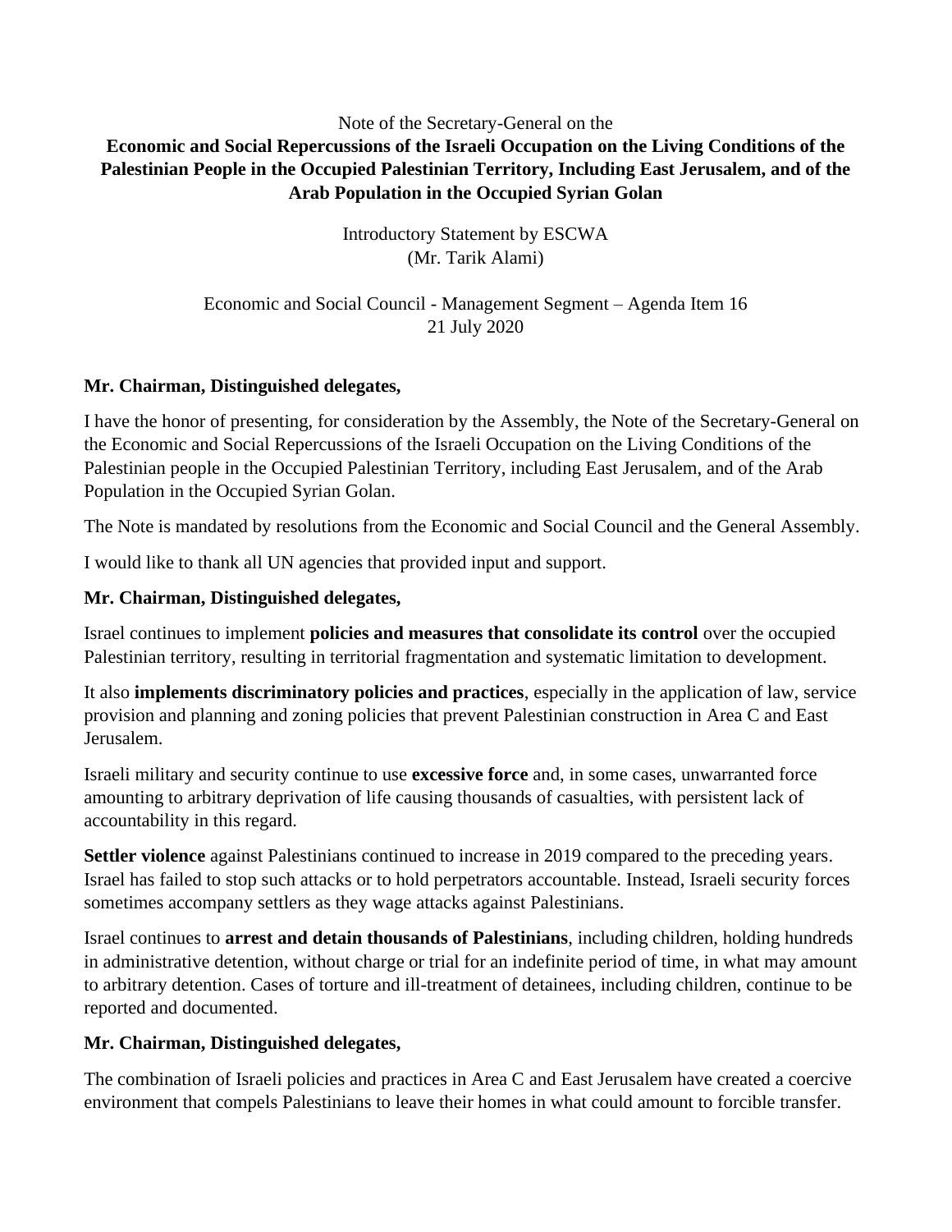Note of the Secretary-General on the

**Economic and Social Repercussions of the Israeli Occupation on the Living Conditions of the Palestinian People in the Occupied Palestinian Territory, Including East Jerusalem, and of the Arab Population in the Occupied Syrian Golan**

Introductory Statement by ESCWA
(Mr. Tarik Alami)

Economic and Social Council - Management Segment – Agenda Item 16
21 July 2020

**Mr. Chairman, Distinguished delegates,**

I have the honor of presenting, for consideration by the Assembly, the Note of the Secretary-General on the Economic and Social Repercussions of the Israeli Occupation on the Living Conditions of the Palestinian people in the Occupied Palestinian Territory, including East Jerusalem, and of the Arab Population in the Occupied Syrian Golan.

The Note is mandated by resolutions from the Economic and Social Council and the General Assembly.

I would like to thank all UN agencies that provided input and support.

**Mr. Chairman, Distinguished delegates,**

Israel continues to implement **policies and measures that consolidate its control** over the occupied Palestinian territory, resulting in territorial fragmentation and systematic limitation to development.

It also **implements discriminatory policies and practices**, especially in the application of law, service provision and planning and zoning policies that prevent Palestinian construction in Area C and East Jerusalem.

Israeli military and security continue to use **excessive force** and, in some cases, unwarranted force amounting to arbitrary deprivation of life causing thousands of casualties, with persistent lack of accountability in this regard.

**Settler violence** against Palestinians continued to increase in 2019 compared to the preceding years. Israel has failed to stop such attacks or to hold perpetrators accountable. Instead, Israeli security forces sometimes accompany settlers as they wage attacks against Palestinians.

Israel continues to **arrest and detain thousands of Palestinians**, including children, holding hundreds in administrative detention, without charge or trial for an indefinite period of time, in what may amount to arbitrary detention. Cases of torture and ill-treatment of detainees, including children, continue to be reported and documented.

**Mr. Chairman, Distinguished delegates,**

The combination of Israeli policies and practices in Area C and East Jerusalem have created a coercive environment that compels Palestinians to leave their homes in what could amount to forcible transfer.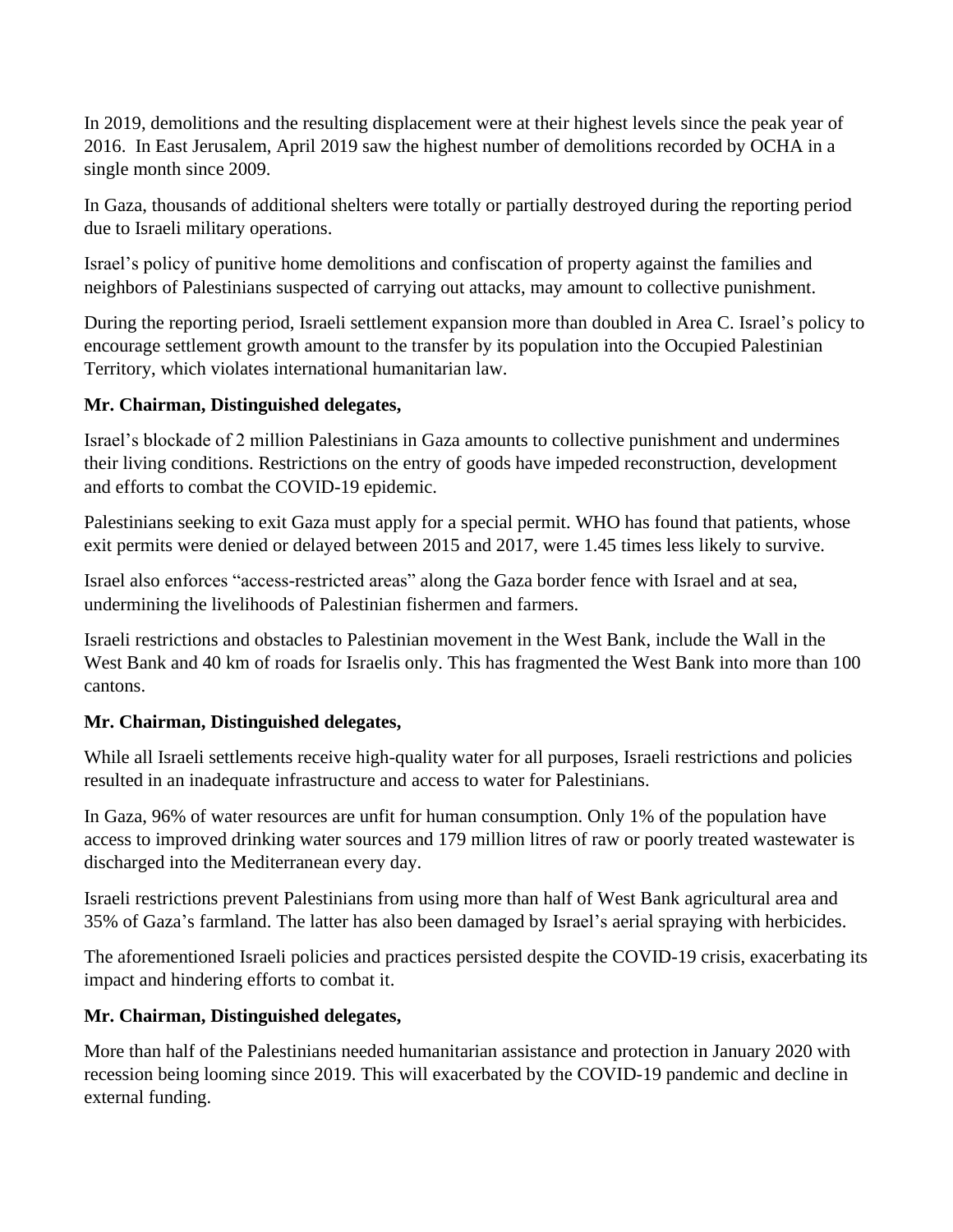In 2019, demolitions and the resulting displacement were at their highest levels since the peak year of 2016. In East Jerusalem, April 2019 saw the highest number of demolitions recorded by OCHA in a single month since 2009.

In Gaza, thousands of additional shelters were totally or partially destroyed during the reporting period due to Israeli military operations.

Israel's policy of punitive home demolitions and confiscation of property against the families and neighbors of Palestinians suspected of carrying out attacks, may amount to collective punishment.

During the reporting period, Israeli settlement expansion more than doubled in Area C. Israel's policy to encourage settlement growth amount to the transfer by its population into the Occupied Palestinian Territory, which violates international humanitarian law.

**Mr. Chairman, Distinguished delegates,**

Israel's blockade of 2 million Palestinians in Gaza amounts to collective punishment and undermines their living conditions. Restrictions on the entry of goods have impeded reconstruction, development and efforts to combat the COVID-19 epidemic.

Palestinians seeking to exit Gaza must apply for a special permit. WHO has found that patients, whose exit permits were denied or delayed between 2015 and 2017, were 1.45 times less likely to survive.

Israel also enforces "access-restricted areas" along the Gaza border fence with Israel and at sea, undermining the livelihoods of Palestinian fishermen and farmers.

Israeli restrictions and obstacles to Palestinian movement in the West Bank, include the Wall in the West Bank and 40 km of roads for Israelis only. This has fragmented the West Bank into more than 100 cantons.

**Mr. Chairman, Distinguished delegates,**

While all Israeli settlements receive high-quality water for all purposes, Israeli restrictions and policies resulted in an inadequate infrastructure and access to water for Palestinians.

In Gaza, 96% of water resources are unfit for human consumption. Only 1% of the population have access to improved drinking water sources and 179 million litres of raw or poorly treated wastewater is discharged into the Mediterranean every day.

Israeli restrictions prevent Palestinians from using more than half of West Bank agricultural area and 35% of Gaza's farmland. The latter has also been damaged by Israel's aerial spraying with herbicides.

The aforementioned Israeli policies and practices persisted despite the COVID-19 crisis, exacerbating its impact and hindering efforts to combat it.

**Mr. Chairman, Distinguished delegates,**

More than half of the Palestinians needed humanitarian assistance and protection in January 2020 with recession being looming since 2019. This will exacerbated by the COVID-19 pandemic and decline in external funding.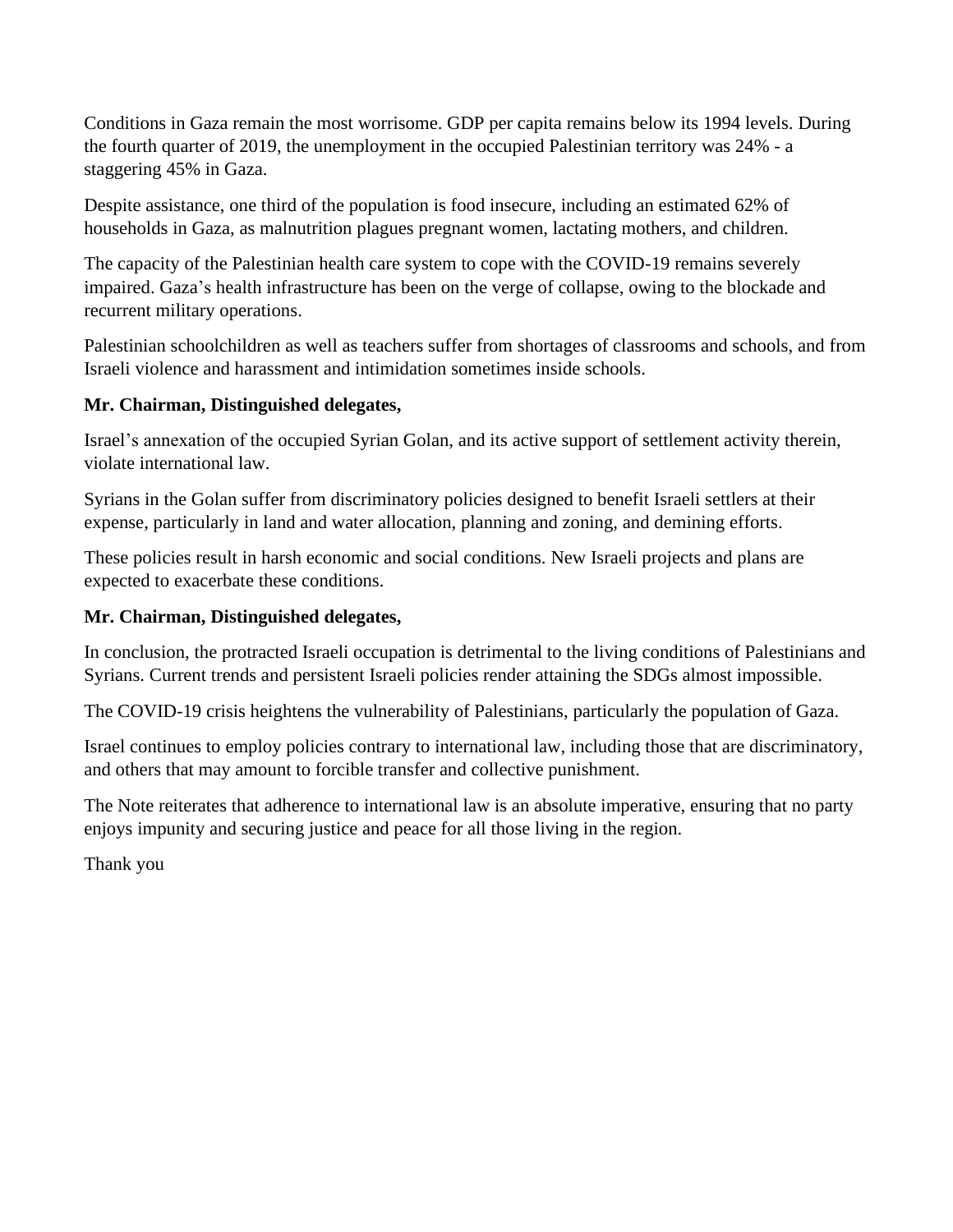Conditions in Gaza remain the most worrisome. GDP per capita remains below its 1994 levels. During the fourth quarter of 2019, the unemployment in the occupied Palestinian territory was 24% - a staggering 45% in Gaza.

Despite assistance, one third of the population is food insecure, including an estimated 62% of households in Gaza, as malnutrition plagues pregnant women, lactating mothers, and children.

The capacity of the Palestinian health care system to cope with the COVID-19 remains severely impaired. Gaza's health infrastructure has been on the verge of collapse, owing to the blockade and recurrent military operations.

Palestinian schoolchildren as well as teachers suffer from shortages of classrooms and schools, and from Israeli violence and harassment and intimidation sometimes inside schools.

**Mr. Chairman, Distinguished delegates,**

Israel's annexation of the occupied Syrian Golan, and its active support of settlement activity therein, violate international law.

Syrians in the Golan suffer from discriminatory policies designed to benefit Israeli settlers at their expense, particularly in land and water allocation, planning and zoning, and demining efforts.

These policies result in harsh economic and social conditions. New Israeli projects and plans are expected to exacerbate these conditions.

**Mr. Chairman, Distinguished delegates,**

In conclusion, the protracted Israeli occupation is detrimental to the living conditions of Palestinians and Syrians. Current trends and persistent Israeli policies render attaining the SDGs almost impossible.

The COVID-19 crisis heightens the vulnerability of Palestinians, particularly the population of Gaza.

Israel continues to employ policies contrary to international law, including those that are discriminatory, and others that may amount to forcible transfer and collective punishment.

The Note reiterates that adherence to international law is an absolute imperative, ensuring that no party enjoys impunity and securing justice and peace for all those living in the region.

Thank you